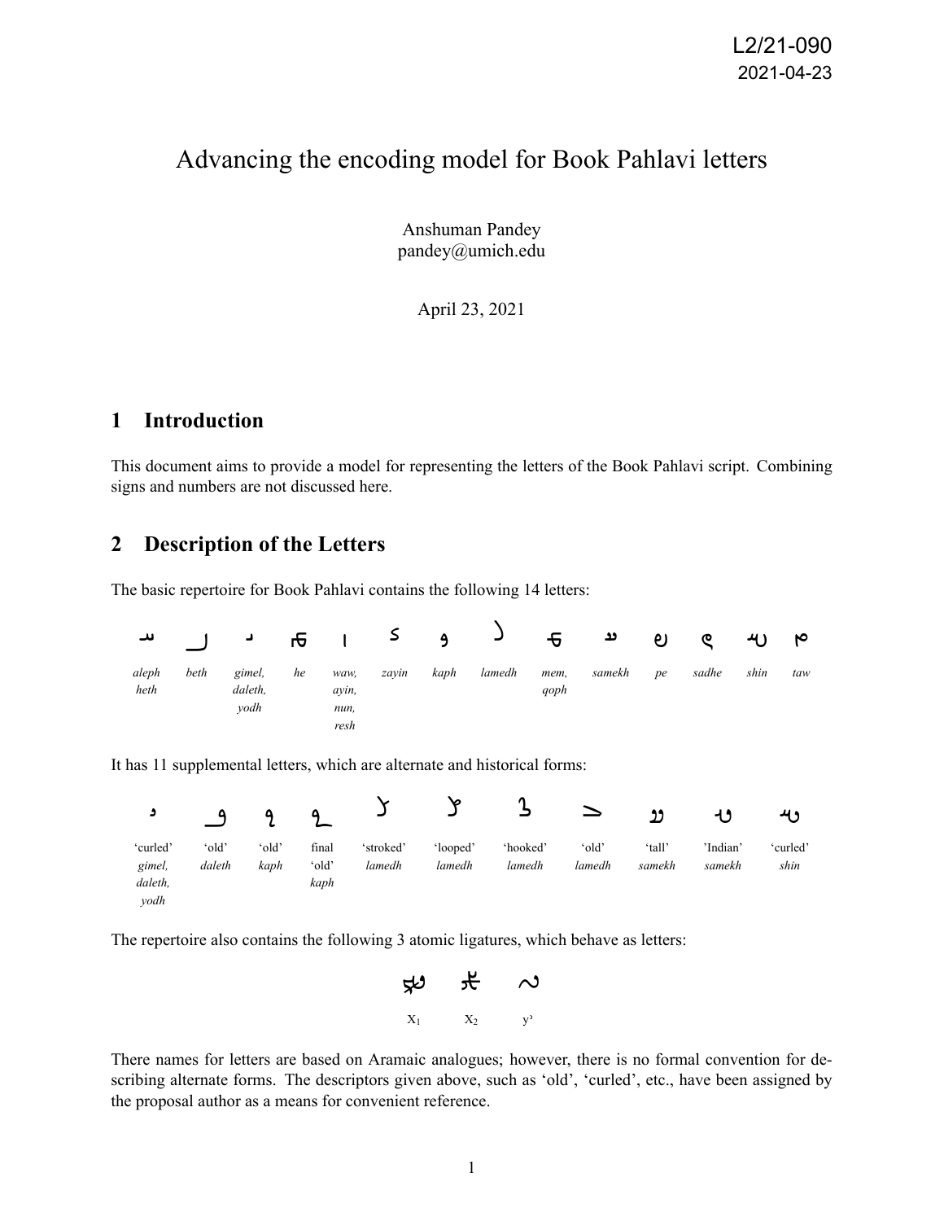L2/21-090
2021-04-23

# Advancing the encoding model for Book Pahlavi letters

Anshuman Pandey
pandey@umich.edu

April 23, 2021

## 1 Introduction

This document aims to provide a model for representing the letters of the Book Pahlavi script. Combining signs and numbers are not discussed here.

## 2 Description of the Letters

The basic repertoire for Book Pahlavi contains the following 14 letters:

| 𐮀 | 𐮁 | 𐮂 | 𐮃 | 𐮄 | 𐮅 | 𐮆 | 𐮇 | 𐮈 | 𐮉 | 𐮊 | 𐮋 | 𐮌 | 𐮍 |
|---|---|---|---|---|---|---|---|---|---|---|---|---|---|
| *aleph heth* | *beth* | *gimel, daleth, yodh* | *he* | *waw, ayin, nun, resh* | *zayin* | *kaph* | *lamedh* | *mem, qoph* | *samekh* | *pe* | *sadhe* | *shin* | *taw* |

It has 11 supplemental letters, which are alternate and historical forms:

| | | | | | | | | | | |
|---|---|---|---|---|---|---|---|---|---|---|
| 'curled' *gimel, daleth, yodh* | 'old' *daleth* | 'old' *kaph* | final 'old' *kaph* | 'stroked' *lamedh* | 'looped' *lamedh* | 'hooked' *lamedh* | 'old' *lamedh* | 'tall' *samekh* | 'Indian' *samekh* | 'curled' *shin* |

The repertoire also contains the following 3 atomic ligatures, which behave as letters:

| | | |
|---|---|---|
| $X_1$ | $X_2$ | y' |

There names for letters are based on Aramaic analogues; however, there is no formal convention for describing alternate forms. The descriptors given above, such as 'old', 'curled', etc., have been assigned by the proposal author as a means for convenient reference.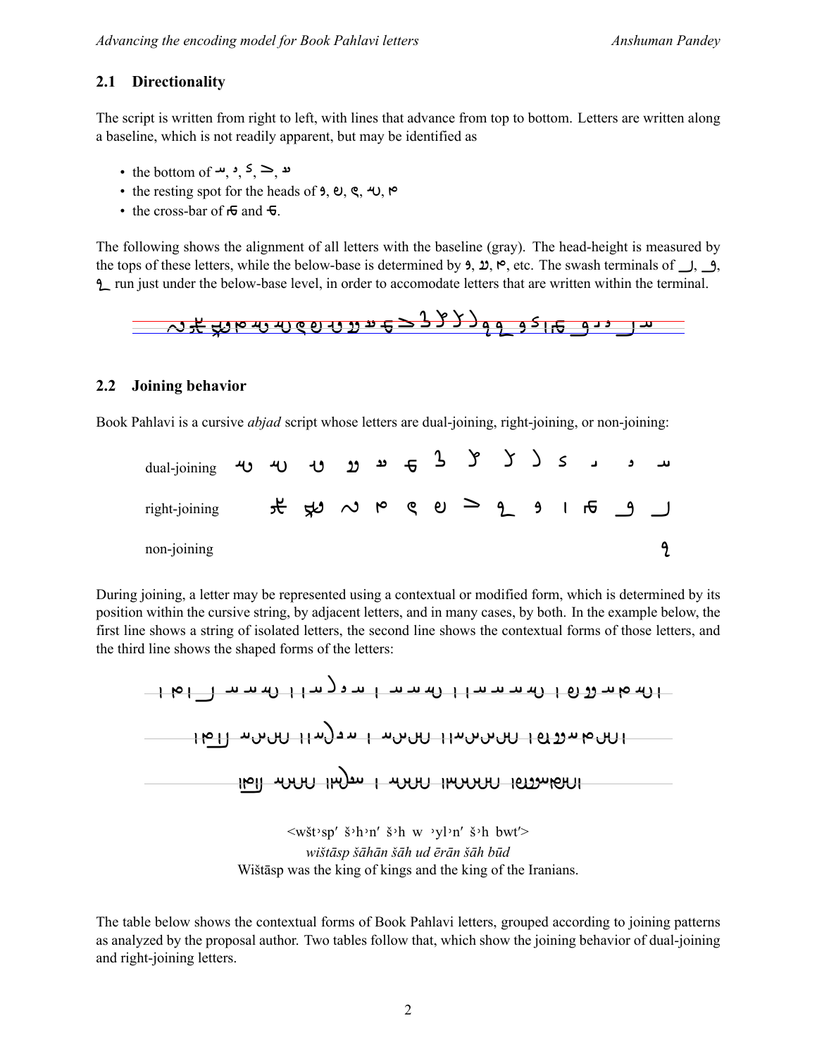## 2.1 Directionality

The script is written from right to left, with lines that advance from top to bottom. Letters are written along a baseline, which is not readily apparent, but may be identified as

- the bottom of 𐮀, 𐮃, 𐮈, 𐮂, 𐮁
- the resting spot for the heads of 𐮅, 𐮍, 𐮎, 𐮏, 𐮐
- the cross-bar of 𐮆 and 𐮇.

The following shows the alignment of all letters with the baseline (gray). The head-height is measured by the tops of these letters, while the below-base is determined by 𐮅, 𐮁, 𐮐, etc. The swash terminals of 𐮀, 𐮅, 𐮅 run just under the below-base level, in order to accomodate letters that are written within the terminal.

## 2.2 Joining behavior

Book Pahlavi is a cursive *abjad* script whose letters are dual-joining, right-joining, or non-joining:

During joining, a letter may be represented using a contextual or modified form, which is determined by its position within the cursive string, by adjacent letters, and in many cases, by both. In the example below, the first line shows a string of isolated letters, the second line shows the contextual forms of those letters, and the third line shows the shaped forms of the letters:

<wšt'sp' š'h'n' š'h w 'yl'n' š'h bwt'>

*wištāsp šāhān šāh ud ērān šāh būd*

Wištāsp was the king of kings and the king of the Iranians.

The table below shows the contextual forms of Book Pahlavi letters, grouped according to joining patterns as analyzed by the proposal author. Two tables follow that, which show the joining behavior of dual-joining and right-joining letters.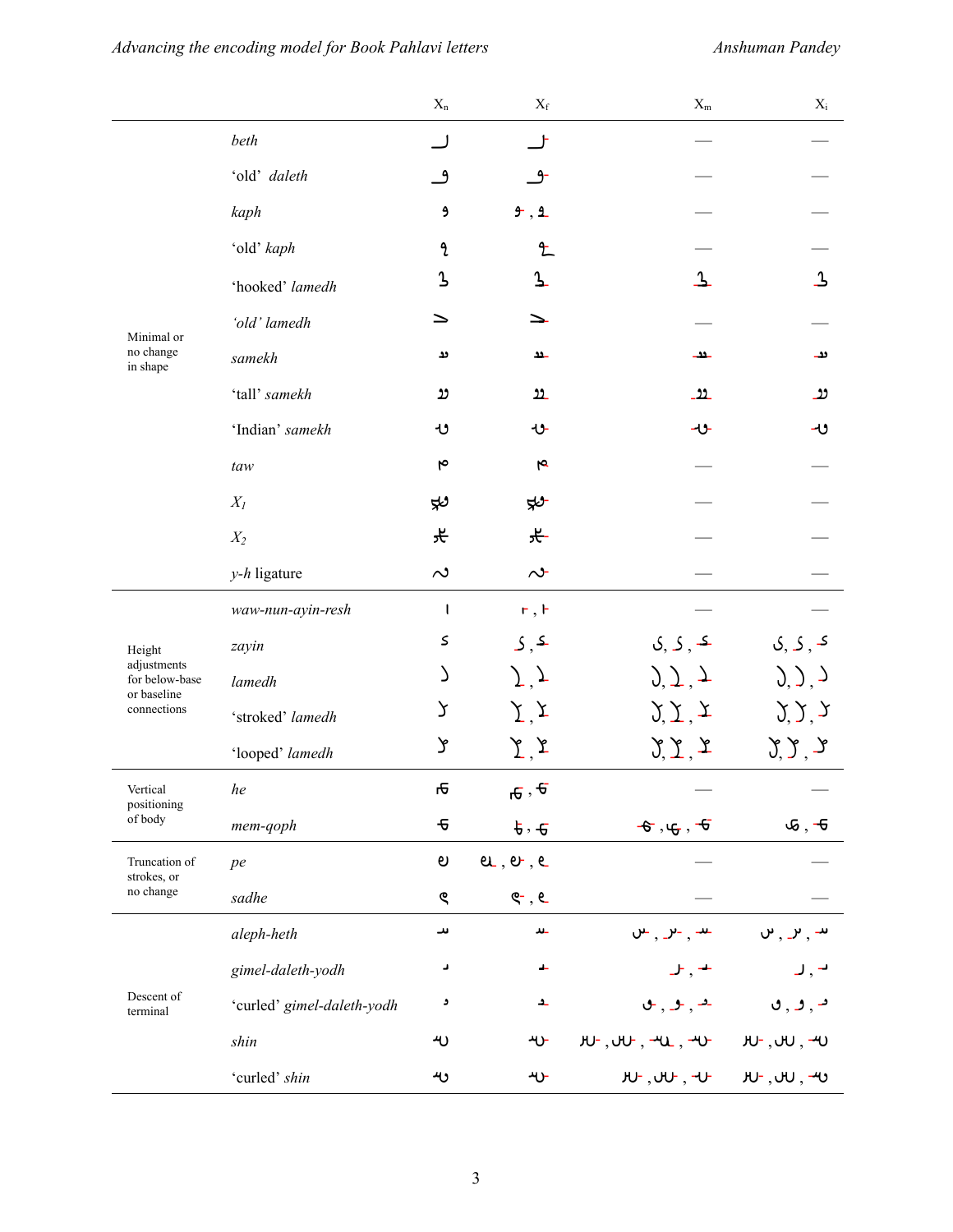| | | $X_n$ | $X_f$ | $X_m$ | $X_i$ |
|---|---|---|---|---|---|
| Minimal or no change in shape | *beth* | ـب | ـب | — | — |
| | ‘old’ *daleth* | ـو | ـو | — | — |
| | *kaph* | ۶ | ۶ , ۶ | — | — |
| | ‘old’ *kaph* | ۹ | ۹ | — | — |
| | ‘hooked’ *lamedh* | ٦ | ٦ | ٦ | ٦ |
| | *‘old’ lamedh* | ⋗ | ⋗ | — | — |
| | *samekh* | ىد | ىد | ىد | ىد |
| | ‘tall’ *samekh* | وو | وو | وو | وو |
| | ‘Indian’ *samekh* | ىو | ىو | ىو | ىو |
| | *taw* | ρ | ρ | — | — |
| | *X₁* | | | — | — |
| | *X₂* | | | — | — |
| | *y-h* ligature | ∾ | ∾ | — | — |
| Height adjustments for below-base or baseline connections | *waw-nun-ayin-resh* | ا | ا , ا | — | — |
| | *zayin* | ک | ک , ک | ک, ک , ک | ک, ک , ک |
| | *lamedh* | ر | ر , ر | ر, ر , ر | ر, ر , ر |
| | ‘stroked’ *lamedh* | | | | |
| | ‘looped’ *lamedh* | | | | |
| Vertical positioning of body | *he* | | | — | — |
| | *mem-qoph* | | | | |
| Truncation of strokes, or no change | *pe* | ღ | ღ , ღ , ღ | — | — |
| | *sadhe* | ϛ | ϛ , ϛ | — | — |
| Descent of terminal | *aleph-heth* | س | س | س , س , س | س , س , س |
| | *gimel-daleth-yodh* | ـر | ـر | ـر , ـر | ـر , ـر |
| | ‘curled’ *gimel-daleth-yodh* | ـو | ـو | ـو , ـو , ـو | ـو , ـو , ـو |
| | *shin* | ىو | ىو | | |
| | ‘curled’ *shin* | ىو | ىو | | |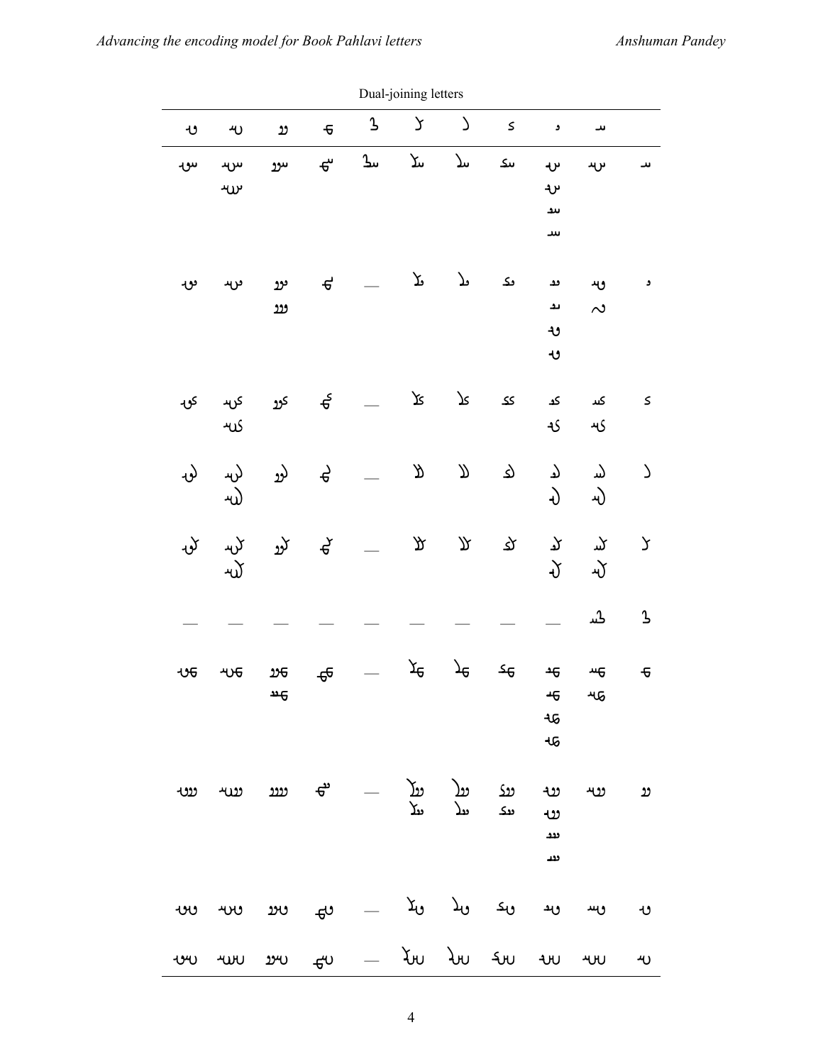Dual-joining letters

| ںو | ںر | وو | ہ | 3 | ﻻ | ل | ک | د | س | |
|---|---|---|---|---|---|---|---|---|---|---|
| سو | سر<br>سںر | سوو | سے | سـ3 | سلا | سلا | سک | سر<br>سر<br>سد<br>سد | سر | س |
| دو | سد | دوو<br>ووو | ہد | — | دﻻ | دل | دک | دد<br>دد<br>دو<br>دو | ود<br>~ | د |
| کو | کر<br>کںر | کوو | ہک | — | کﻻ | کل | کک | کد<br>کر | کس<br>کر | ک |
| لو | لر<br>لںر | لوو | ہل | — | لﻻ | لل | لک | لد<br>لر | لس<br>لر | ل |
| ﻻو | ﻻر<br>ﻻںر | ﻻوو | ہﻻ | — | ﻻﻻ | ﻻل | ﻻک | ﻻد<br>ﻻر | ﻻس<br>ﻻر | ﻻ |
| — | — | — | — | — | — | — | — | — | 3د | 3 |
| ہو | ہر | ہوو<br>ہسد | ہہ | — | ہﻻ | ہل | ہک | ہد<br>ہد<br>ہر<br>ہر | ہس<br>ہر | ہ |
| ووو | وور | وووو | ہو | — | ووﻻ<br>سﻻ | وول<br>سل | ووک<br>سک | ووو<br>ووو<br>ددد<br>ددد | ووس | وو |
| ںوو | ںور | ںووو | ہں | — | ںﻻ | ںل | ںک | ںد | ںس | ں |
| ںاو | ںار | ںاوو | ہںا | — | ںاﻻ | ںال | ںاک | ںاد | ںاس | ںا |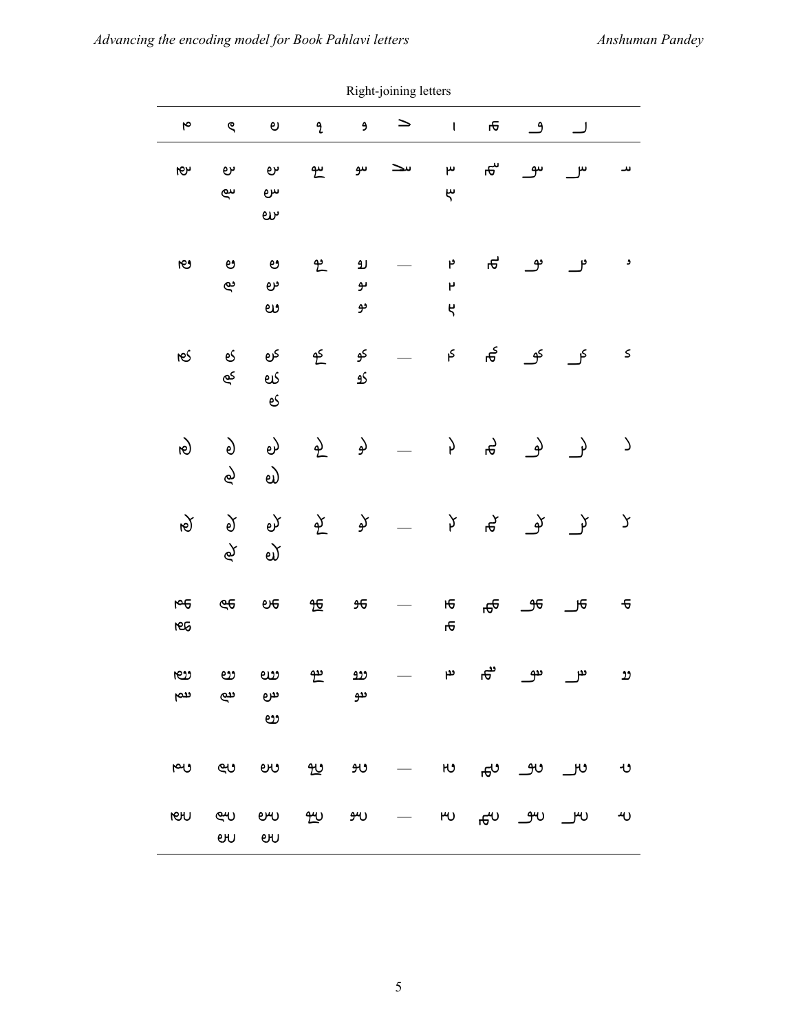Right-joining letters

| | ـل | ـو | ـه | ا | ـ> | و | ٩ | ـو | ـe | م |
|---|---|---|---|---|---|---|---|---|---|---|
| ـس | ـس | ـسو | ـسه | ـسا<br>ـسا | ـس> | ـسو | ـس٩ | ـسو<br>ـسو<br>ـسو | ـسe<br>ـسe | ـسم |
| ـد | ـد | ـدو | ـده | ـدا<br>ـدا<br>ـدا | — | ـدو<br>ـدو<br>ـدو | ـد٩ | ـدو<br>ـدو<br>ـدو | ـدe<br>ـدe | ـدم |
| ـک | ـک | ـکو | ـکه | ـکا | — | ـکو<br>ـکو | ـک٩ | ـکو<br>ـکو<br>ـکو | ـکe<br>ـکe | ـکم |
| ـل | ـل | ـلو | ـله | ـلا | — | ـلو | ـل٩ | ـلو<br>ـلو | ـلe<br>ـلe | ـلم |
| ـک | ـک | ـکو | ـکه | ـکا | — | ـکو | ـک٩ | ـکو<br>ـکو | ـکe<br>ـکe | ـکم |
| ـه | ـه | ـهو | ـهه | ـها<br>ـها | — | ـهو | ـه٩ | ـهو | ـهe | ـهم<br>ـهم |
| ـوو | ـوو | ـووو | ـووه | ـووا | — | ـووو<br>ـووو | ـوو٩ | ـووو<br>ـووو<br>ـووو | ـووe<br>ـووe | ـووم<br>ـووم |
| ـu | ـu | ـuو | ـuه | ـuا | — | ـuو | ـu٩ | ـuو | ـue | ـuم |
| ـu | ـu | ـuو | ـuه | ـuا | — | ـuو | ـu٩ | ـuو<br>ـuو | ـue<br>ـue | ـuم |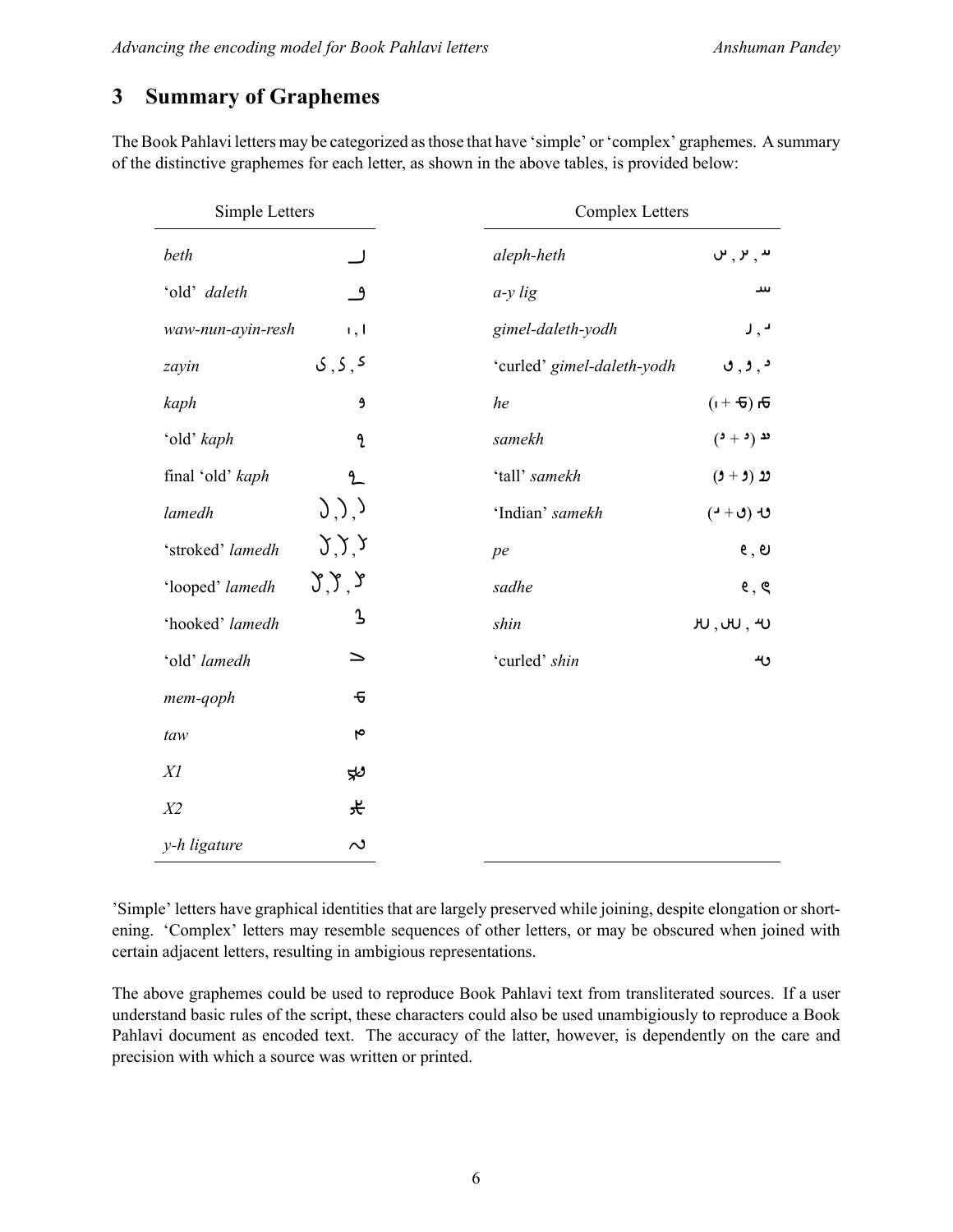## 3 Summary of Graphemes

The Book Pahlavi letters may be categorized as those that have 'simple' or 'complex' graphemes. A summary of the distinctive graphemes for each letter, as shown in the above tables, is provided below:

| Simple Letters | |
|---|---|
| *beth* | ـل |
| 'old' *daleth* | ـو |
| *waw-nun-ayin-resh* | ا , ١ |
| *zayin* | ک , ک , ی |
| *kaph* | ۶ |
| 'old' *kaph* | ٩ |
| final 'old' *kaph* | ٩ـ |
| *lamedh* | ۷ , ۷ , ۷ |
| 'stroked' *lamedh* | ۷ , ۷ , ۷ |
| 'looped' *lamedh* | ۷ , ۷ , ۷ |
| 'hooked' *lamedh* | ۷ |
| 'old' *lamedh* | ⊃ |
| *mem-qoph* | ٥ |
| *taw* | ٯ |
| *X1* | ٯ |
| *X2* | ٯ |
| *y-h ligature* | ∾ |

| Complex Letters | |
|---|---|
| *aleph-heth* | س , ر , س |
| *a-y lig* | سد |
| *gimel-daleth-yodh* | د , ر |
| 'curled' *gimel-daleth-yodh* | د , و , ں |
| *he* | ٥ا (٥ + ١) |
| *samekh* | دد (د + د) |
| 'tall' *samekh* | ۯۯ (و + و) |
| 'Indian' *samekh* | ںد (ں + د) |
| *pe* | ہ , ؋ |
| *sadhe* | ہ , ٯ |
| *shin* | سں , سں , سں |
| 'curled' *shin* | سں |

'Simple' letters have graphical identities that are largely preserved while joining, despite elongation or shortening. 'Complex' letters may resemble sequences of other letters, or may be obscured when joined with certain adjacent letters, resulting in ambiguous representations.

The above graphemes could be used to reproduce Book Pahlavi text from transliterated sources. If a user understand basic rules of the script, these characters could also be used unambigiously to reproduce a Book Pahlavi document as encoded text. The accuracy of the latter, however, is dependently on the care and precision with which a source was written or printed.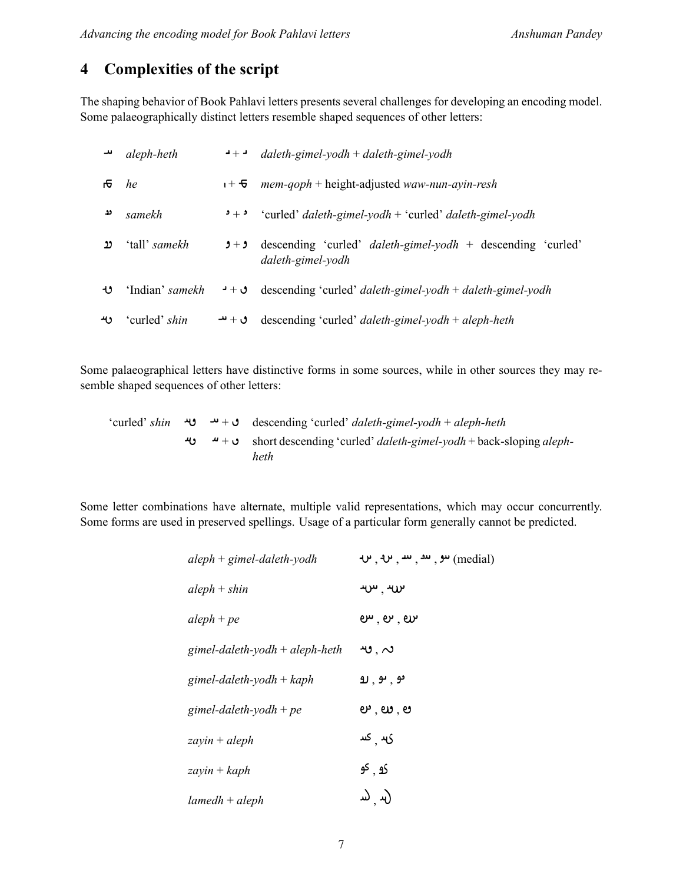## 4 Complexities of the script

The shaping behavior of Book Pahlavi letters presents several challenges for developing an encoding model. Some palaeographically distinct letters resemble shaped sequences of other letters:

| | | | |
|---|---|---|---|
| 𐭠 | *aleph-heth* | 𐭣 + 𐭣 | *daleth-gimel-yodh* + *daleth-gimel-yodh* |
| 𐭤 | *he* | 𐭬 + 𐭥 | *mem-qoph* + height-adjusted *waw-nun-ayin-resh* |
| 𐭮 | *samekh* | 𐭣 + 𐭣 | 'curled' *daleth-gimel-yodh* + 'curled' *daleth-gimel-yodh* |
| 𐭮 | 'tall' *samekh* | 𐭣 + 𐭣 | descending 'curled' *daleth-gimel-yodh* + descending 'curled' *daleth-gimel-yodh* |
| 𐭮 | 'Indian' *samekh* | 𐭣 + 𐭣 | descending 'curled' *daleth-gimel-yodh* + *daleth-gimel-yodh* |
| 𐭱 | 'curled' *shin* | 𐭣 + 𐭠 | descending 'curled' *daleth-gimel-yodh* + *aleph-heth* |

Some palaeographical letters have distinctive forms in some sources, while in other sources they may resemble shaped sequences of other letters:

| | | | |
|---|---|---|---|
| 'curled' *shin* | 𐭱 | 𐭣 + 𐭠 | descending 'curled' *daleth-gimel-yodh* + *aleph-heth* |
| | 𐭱 | 𐭣 + 𐭠 | short descending 'curled' *daleth-gimel-yodh* + back-sloping *aleph-heth* |

Some letter combinations have alternate, multiple valid representations, which may occur concurrently. Some forms are used in preserved spellings. Usage of a particular form generally cannot be predicted.

| | |
|---|---|
| *aleph* + *gimel-daleth-yodh* | 𐭠𐭣, 𐭠𐭣, 𐭠𐭣, 𐭠𐭣, 𐭠𐭣 (medial) |
| *aleph* + *shin* | 𐭠𐭱, 𐭠𐭱 |
| *aleph* + *pe* | 𐭠𐭯, 𐭠𐭯, 𐭠𐭯 |
| *gimel-daleth-yodh* + *aleph-heth* | 𐭣𐭠, 𐭣𐭠 |
| *gimel-daleth-yodh* + *kaph* | 𐭣𐭪, 𐭣𐭪, 𐭣𐭪 |
| *gimel-daleth-yodh* + *pe* | 𐭣𐭯, 𐭣𐭯, 𐭣𐭯 |
| *zayin* + *aleph* | 𐭦𐭠, 𐭦𐭠 |
| *zayin* + *kaph* | 𐭦𐭪, 𐭦𐭪 |
| *lamedh* + *aleph* | 𐭫𐭠, 𐭫𐭠 |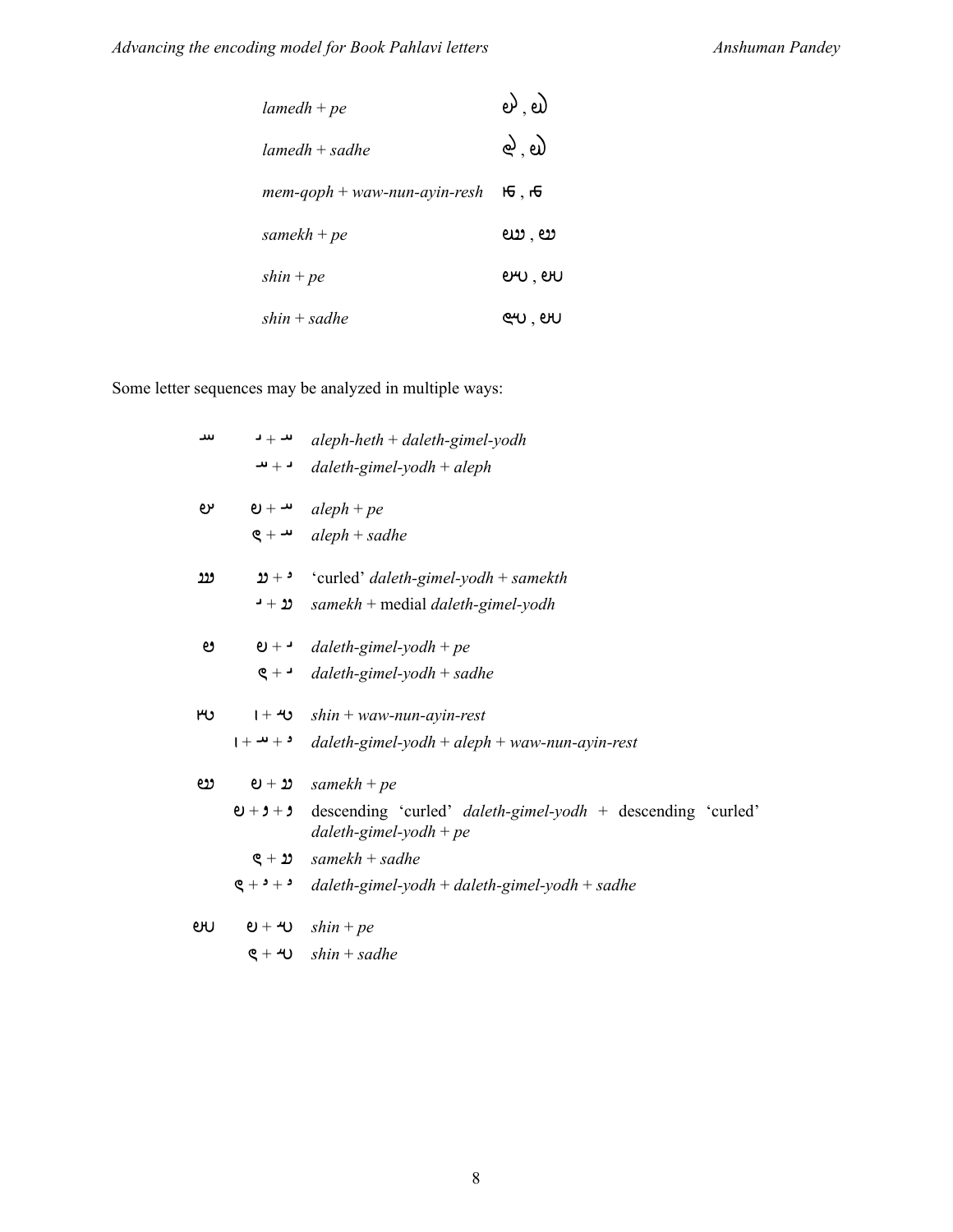| | |
|---|---|
| *lamedh* + *pe* | |
| *lamedh* + *sadhe* | |
| *mem-qoph* + *waw-nun-ayin-resh* | |
| *samekh* + *pe* | |
| *shin* + *pe* | |
| *shin* + *sadhe* | |

Some letter sequences may be analyzed in multiple ways:

- *aleph-heth* + *daleth-gimel-yodh*
- *daleth-gimel-yodh* + *aleph*

- *aleph* + *pe*
- *aleph* + *sadhe*

- 'curled' *daleth-gimel-yodh* + *samekth*
- *samekh* + medial *daleth-gimel-yodh*

- *daleth-gimel-yodh* + *pe*
- *daleth-gimel-yodh* + *sadhe*

- *shin* + *waw-nun-ayin-rest*
- *daleth-gimel-yodh* + *aleph* + *waw-nun-ayin-rest*

- *samekh* + *pe*
- descending 'curled' *daleth-gimel-yodh* + descending 'curled' *daleth-gimel-yodh* + *pe*
- *samekh* + *sadhe*
- *daleth-gimel-yodh* + *daleth-gimel-yodh* + *sadhe*

- *shin* + *pe*
- *shin* + *sadhe*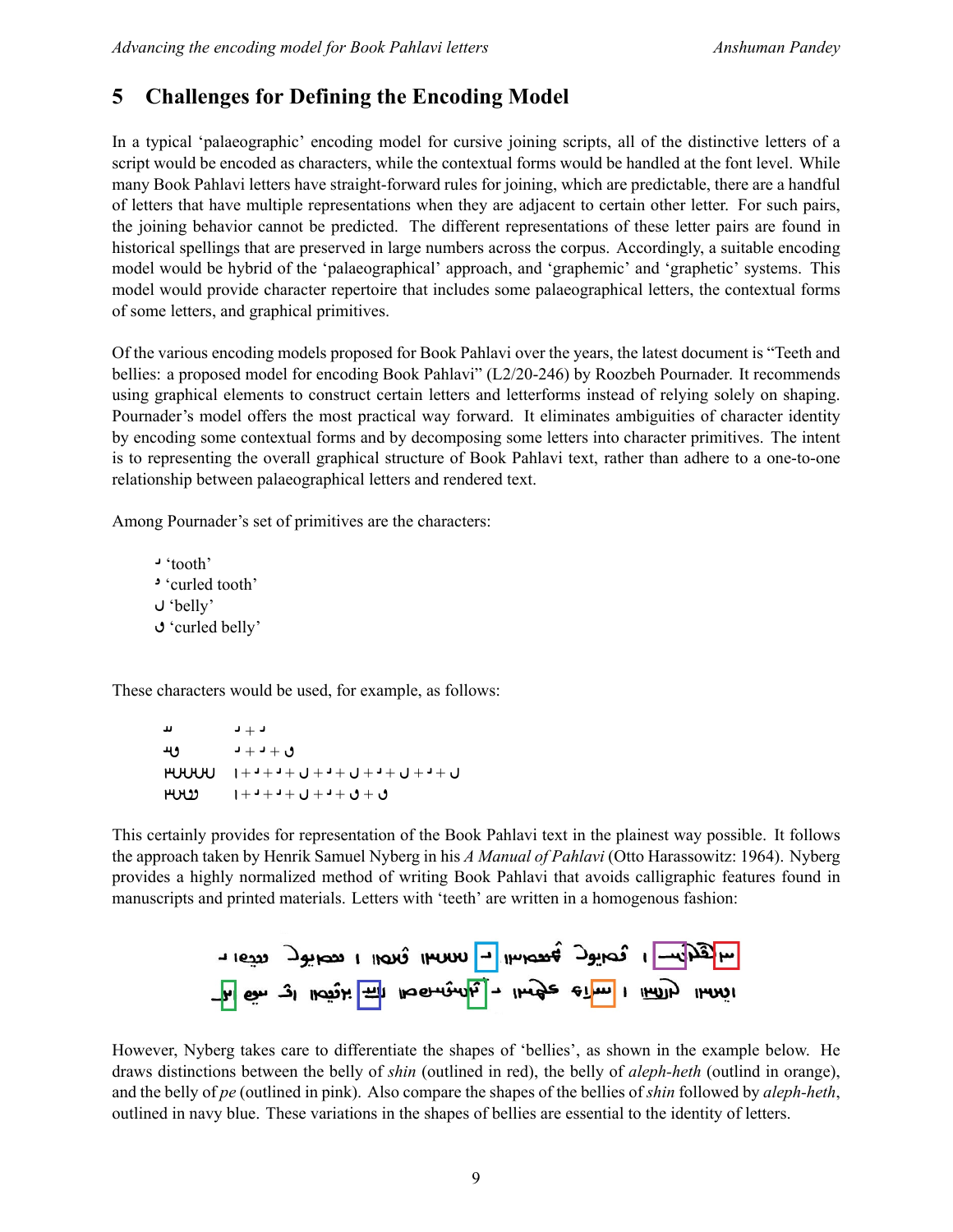## 5 Challenges for Defining the Encoding Model

In a typical 'palaeographic' encoding model for cursive joining scripts, all of the distinctive letters of a script would be encoded as characters, while the contextual forms would be handled at the font level. While many Book Pahlavi letters have straight-forward rules for joining, which are predictable, there are a handful of letters that have multiple representations when they are adjacent to certain other letter. For such pairs, the joining behavior cannot be predicted. The different representations of these letter pairs are found in historical spellings that are preserved in large numbers across the corpus. Accordingly, a suitable encoding model would be hybrid of the 'palaeographical' approach, and 'graphemic' and 'graphetic' systems. This model would provide character repertoire that includes some palaeographical letters, the contextual forms of some letters, and graphical primitives.

Of the various encoding models proposed for Book Pahlavi over the years, the latest document is "Teeth and bellies: a proposed model for encoding Book Pahlavi" (L2/20-246) by Roozbeh Pournader. It recommends using graphical elements to construct certain letters and letterforms instead of relying solely on shaping. Pournader's model offers the most practical way forward. It eliminates ambiguities of character identity by encoding some contextual forms and by decomposing some letters into character primitives. The intent is to representing the overall graphical structure of Book Pahlavi text, rather than adhere to a one-to-one relationship between palaeographical letters and rendered text.

Among Pournader's set of primitives are the characters:

- ◌ 'tooth'
- ◌ 'curled tooth'
- ◌ 'belly'
- ◌ 'curled belly'

These characters would be used, for example, as follows:

| | |
|---|---|
| ◌ | tooth + tooth |
| ◌ | tooth + tooth + curled belly |
| ◌ | I + tooth + tooth + belly + tooth + belly + tooth + belly + tooth + belly |
| ◌ | I + tooth + tooth + belly + tooth + curled belly + curled belly |

This certainly provides for representation of the Book Pahlavi text in the plainest way possible. It follows the approach taken by Henrik Samuel Nyberg in his *A Manual of Pahlavi* (Otto Harassowitz: 1964). Nyberg provides a highly normalized method of writing Book Pahlavi that avoids calligraphic features found in manuscripts and printed materials. Letters with 'teeth' are written in a homogenous fashion:

However, Nyberg takes care to differentiate the shapes of 'bellies', as shown in the example below. He draws distinctions between the belly of *shin* (outlined in red), the belly of *aleph-heth* (outlind in orange), and the belly of *pe* (outlined in pink). Also compare the shapes of the bellies of *shin* followed by *aleph-heth*, outlined in navy blue. These variations in the shapes of bellies are essential to the identity of letters.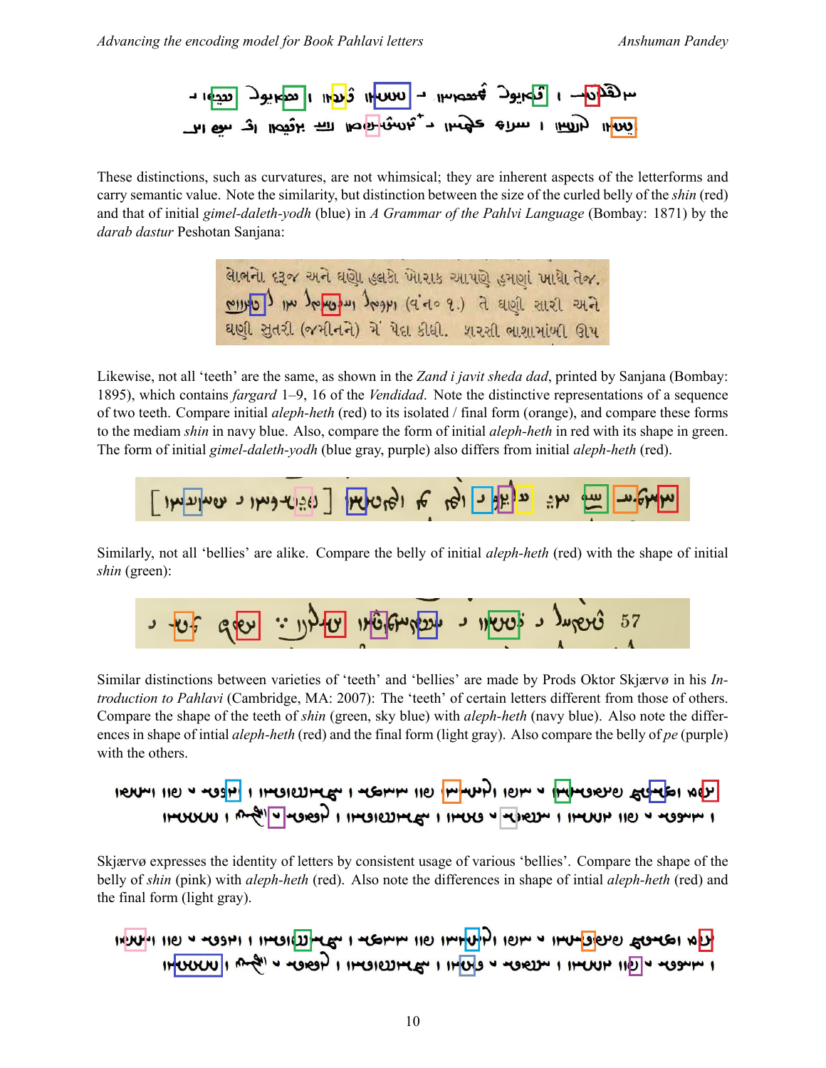These distinctions, such as curvatures, are not whimsical; they are inherent aspects of the letterforms and carry semantic value. Note the similarity, but distinction between the size of the curled belly of the *shin* (red) and that of initial *gimel-daleth-yodh* (blue) in *A Grammar of the Pahlvi Language* (Bombay: 1871) by the *darab dastur* Peshotan Sanjana:

Likewise, not all 'teeth' are the same, as shown in the *Zand i javit sheda dad*, printed by Sanjana (Bombay: 1895), which contains *fargard* 1–9, 16 of the *Vendidad*. Note the distinctive representations of a sequence of two teeth. Compare initial *aleph-heth* (red) to its isolated / final form (orange), and compare these forms to the mediam *shin* in navy blue. Also, compare the form of initial *aleph-heth* in red with its shape in green. The form of initial *gimel-daleth-yodh* (blue gray, purple) also differs from initial *aleph-heth* (red).

Similarly, not all 'bellies' are alike. Compare the belly of initial *aleph-heth* (red) with the shape of initial *shin* (green):

Similar distinctions between varieties of 'teeth' and 'bellies' are made by Prods Oktor Skjærvø in his *Introduction to Pahlavi* (Cambridge, MA: 2007): The 'teeth' of certain letters different from those of others. Compare the shape of the teeth of *shin* (green, sky blue) with *aleph-heth* (navy blue). Also note the differences in shape of intial *aleph-heth* (red) and the final form (light gray). Also compare the belly of *pe* (purple) with the others.

Skjærvø expresses the identity of letters by consistent usage of various 'bellies'. Compare the shape of the belly of *shin* (pink) with *aleph-heth* (red). Also note the differences in shape of intial *aleph-heth* (red) and the final form (light gray).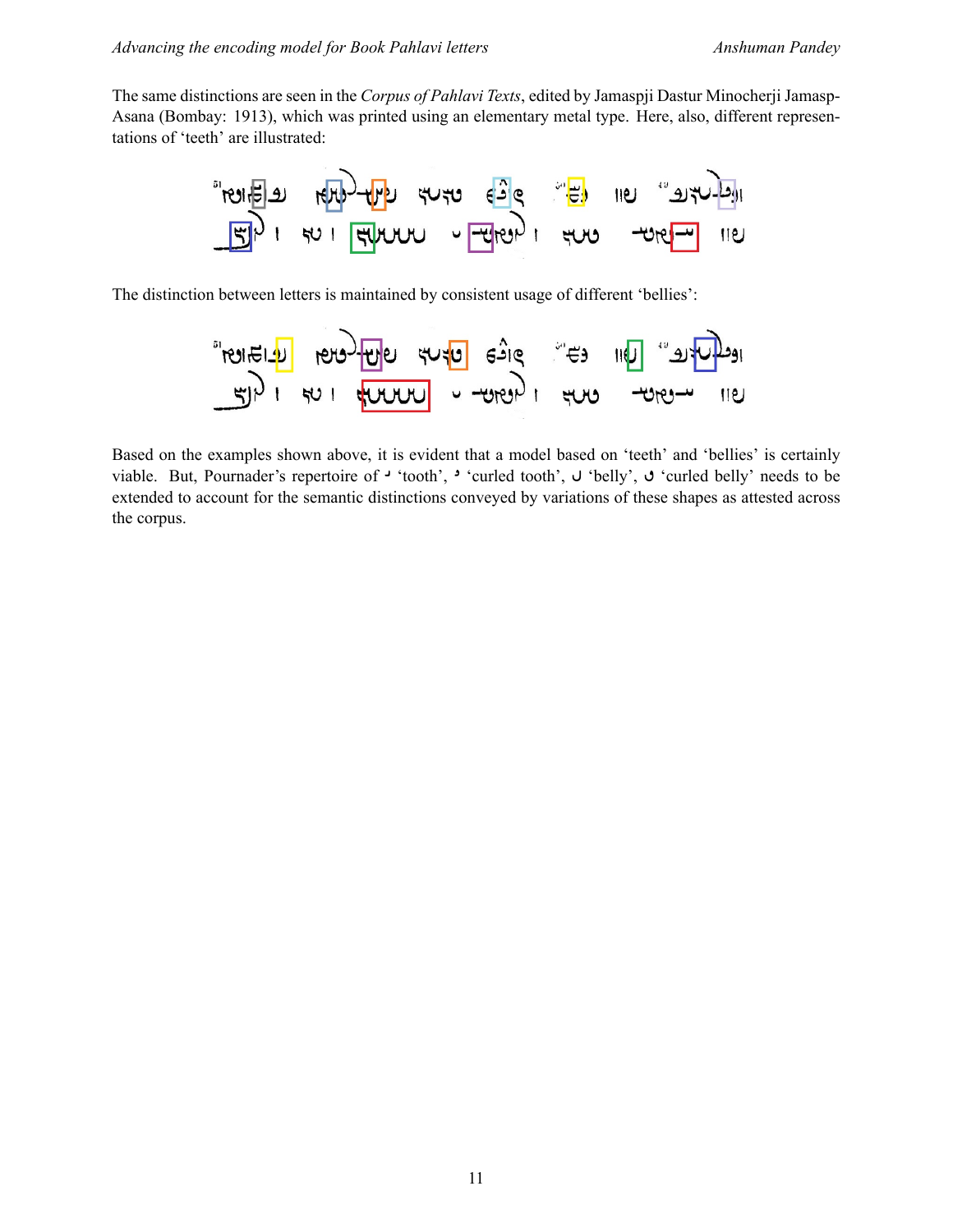The same distinctions are seen in the *Corpus of Pahlavi Texts*, edited by Jamaspji Dastur Minocherji Jamasp-Asana (Bombay: 1913), which was printed using an elementary metal type. Here, also, different representations of 'teeth' are illustrated:

The distinction between letters is maintained by consistent usage of different 'bellies':

Based on the examples shown above, it is evident that a model based on 'teeth' and 'bellies' is certainly viable. But, Pournader's repertoire of ◌ 'tooth', ◌ 'curled tooth', ◌ 'belly', ◌ 'curled belly' needs to be extended to account for the semantic distinctions conveyed by variations of these shapes as attested across the corpus.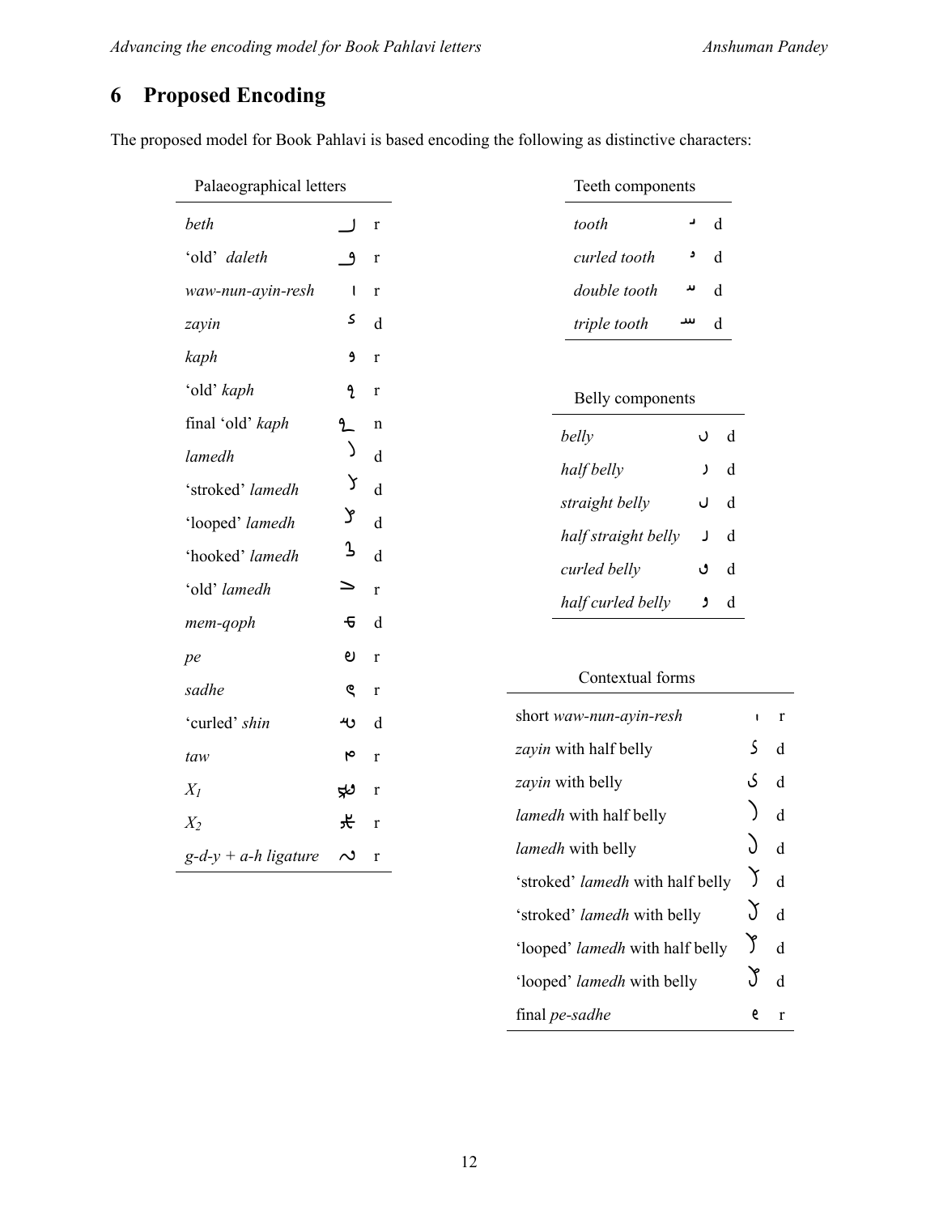# 6 Proposed Encoding

The proposed model for Book Pahlavi is based encoding the following as distinctive characters:

| Palaeographical letters | | |
|---|---|---|
| *beth* | ⅃ | r |
| 'old' *daleth* | | r |
| *waw-nun-ayin-resh* | ı | r |
| *zayin* | | d |
| *kaph* | | r |
| 'old' *kaph* | | r |
| final 'old' *kaph* | | n |
| *lamedh* | | d |
| 'stroked' *lamedh* | | d |
| 'looped' *lamedh* | | d |
| 'hooked' *lamedh* | | d |
| 'old' *lamedh* | | r |
| *mem-qoph* | | d |
| *pe* | | r |
| *sadhe* | | r |
| 'curled' *shin* | | d |
| *taw* | | r |
| $X_1$ | | r |
| $X_2$ | | r |
| *g-d-y* + *a-h ligature* | | r |

| Teeth components | | |
|---|---|---|
| *tooth* | | d |
| *curled tooth* | | d |
| *double tooth* | | d |
| *triple tooth* | | d |

| Belly components | | |
|---|---|---|
| *belly* | | d |
| *half belly* | | d |
| *straight belly* | | d |
| *half straight belly* | | d |
| *curled belly* | | d |
| *half curled belly* | | d |

| Contextual forms | | |
|---|---|---|
| short *waw-nun-ayin-resh* | | r |
| *zayin* with half belly | | d |
| *zayin* with belly | | d |
| *lamedh* with half belly | | d |
| *lamedh* with belly | | d |
| 'stroked' *lamedh* with half belly | | d |
| 'stroked' *lamedh* with belly | | d |
| 'looped' *lamedh* with half belly | | d |
| 'looped' *lamedh* with belly | | d |
| final *pe-sadhe* | | r |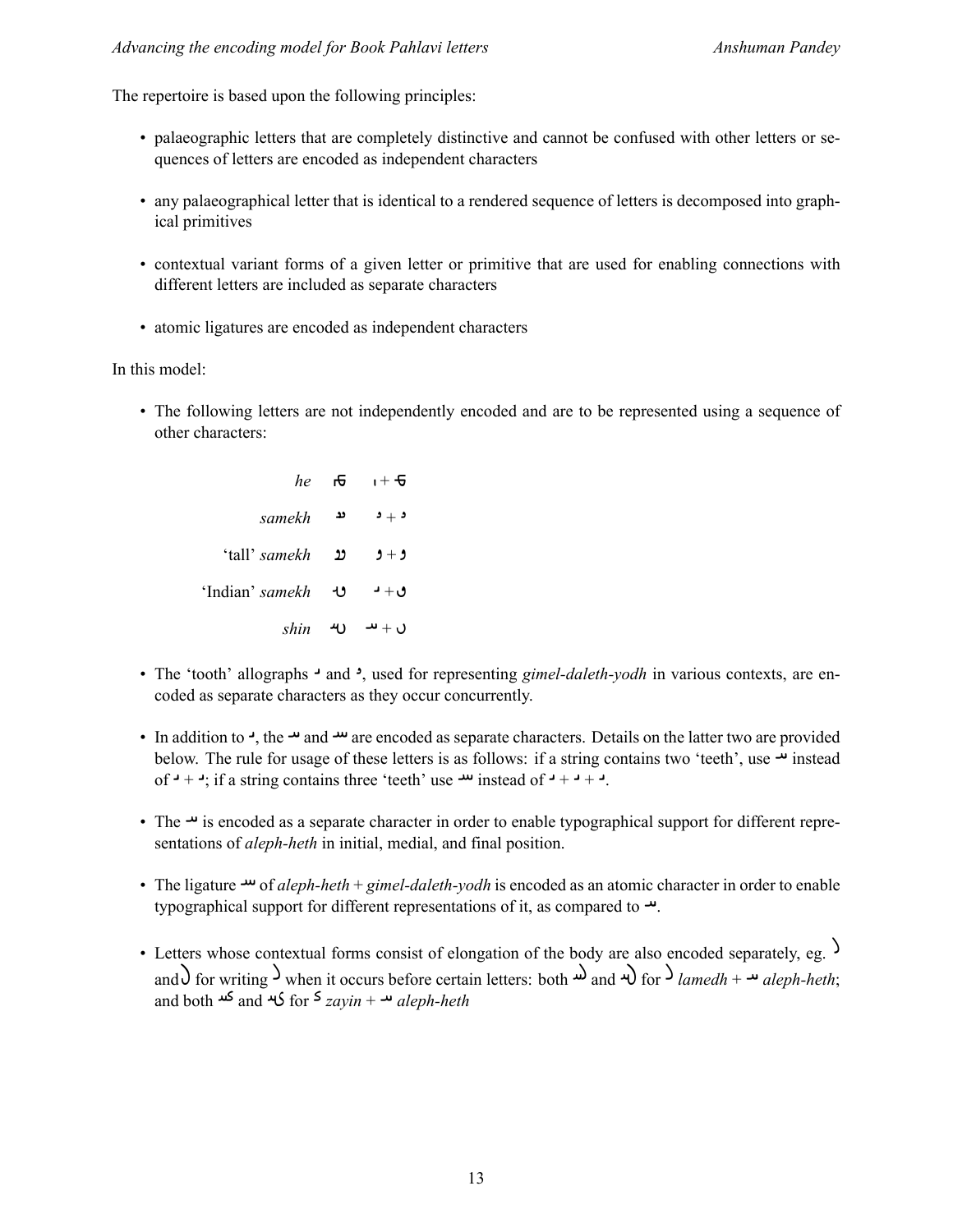The repertoire is based upon the following principles:

- palaeographic letters that are completely distinctive and cannot be confused with other letters or sequences of letters are encoded as independent characters
- any palaeographical letter that is identical to a rendered sequence of letters is decomposed into graphical primitives
- contextual variant forms of a given letter or primitive that are used for enabling connections with different letters are included as separate characters
- atomic ligatures are encoded as independent characters

In this model:

- The following letters are not independently encoded and are to be represented using a sequence of other characters:

| | | |
|---|---|---|
| *he* | ꟷ | ı + ꟷ |
| *samekh* | ىد | د + د |
| ‘tall’ *samekh* | وو | و + و |
| ‘Indian’ *samekh* | ىو | ـ + و |
| *shin* | ىںس | ں + سـ |

- The ‘tooth’ allographs ـ and د, used for representing *gimel-daleth-yodh* in various contexts, are encoded as separate characters as they occur concurrently.
- In addition to ـ, the سـ and ـىىـ are encoded as separate characters. Details on the latter two are provided below. The rule for usage of these letters is as follows: if a string contains two ‘teeth’, use سـ instead of ـ + ـ; if a string contains three ‘teeth’ use ـىىـ instead of ـ + ـ + ـ.
- The سـ is encoded as a separate character in order to enable typographical support for different representations of *aleph-heth* in initial, medial, and final position.
- The ligature ـىىـ of *aleph-heth* + *gimel-daleth-yodh* is encoded as an atomic character in order to enable typographical support for different representations of it, as compared to سـ.
- Letters whose contextual forms consist of elongation of the body are also encoded separately, eg. ( and ) for writing ) when it occurs before certain letters: both ىد and ىں for ) *lamedh* + سـ *aleph-heth*; and both ىس and ىى for ى *zayin* + سـ *aleph-heth*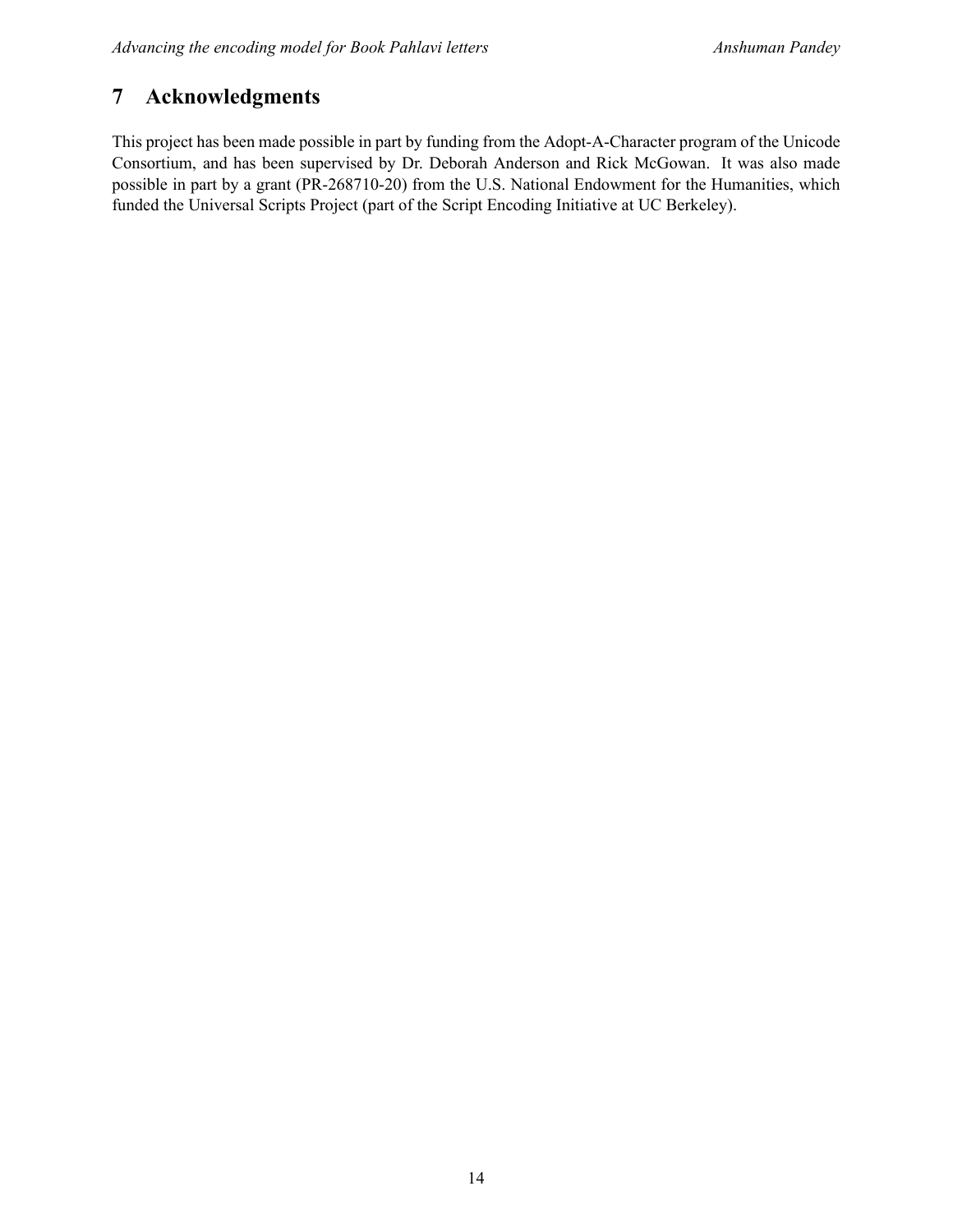## 7 Acknowledgments

This project has been made possible in part by funding from the Adopt-A-Character program of the Unicode Consortium, and has been supervised by Dr. Deborah Anderson and Rick McGowan. It was also made possible in part by a grant (PR-268710-20) from the U.S. National Endowment for the Humanities, which funded the Universal Scripts Project (part of the Script Encoding Initiative at UC Berkeley).